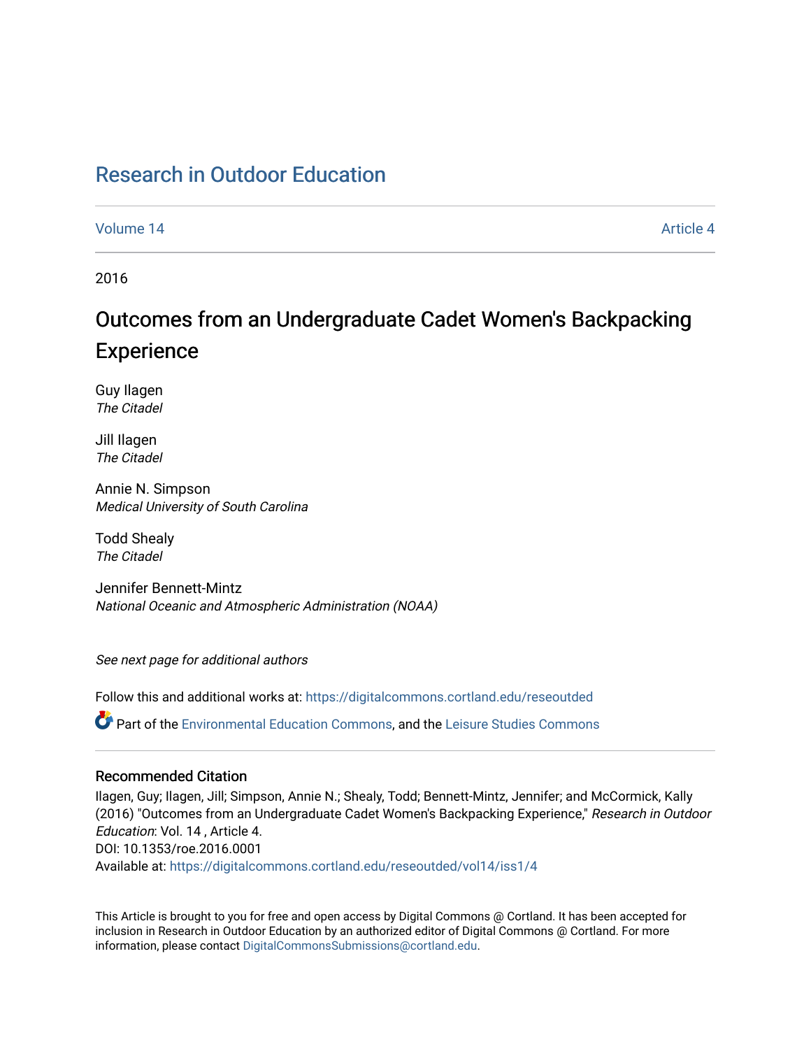# Research in Outdoor Education

Volume 14 | Article 4

2016

## Outcomes from an Undergraduate Cadet Women's Backpacking Experience

Guy Ilagen
*The Citadel*

Jill Ilagen
*The Citadel*

Annie N. Simpson
*Medical University of South Carolina*

Todd Shealy
*The Citadel*

Jennifer Bennett-Mintz
*National Oceanic and Atmospheric Administration (NOAA)*

*See next page for additional authors*

Follow this and additional works at: https://digitalcommons.cortland.edu/reseoutded

Part of the Environmental Education Commons, and the Leisure Studies Commons

### Recommended Citation

Ilagen, Guy; Ilagen, Jill; Simpson, Annie N.; Shealy, Todd; Bennett-Mintz, Jennifer; and McCormick, Kally (2016) "Outcomes from an Undergraduate Cadet Women's Backpacking Experience," *Research in Outdoor Education*: Vol. 14 , Article 4.
DOI: 10.1353/roe.2016.0001
Available at: https://digitalcommons.cortland.edu/reseoutded/vol14/iss1/4

This Article is brought to you for free and open access by Digital Commons @ Cortland. It has been accepted for inclusion in Research in Outdoor Education by an authorized editor of Digital Commons @ Cortland. For more information, please contact DigitalCommonsSubmissions@cortland.edu.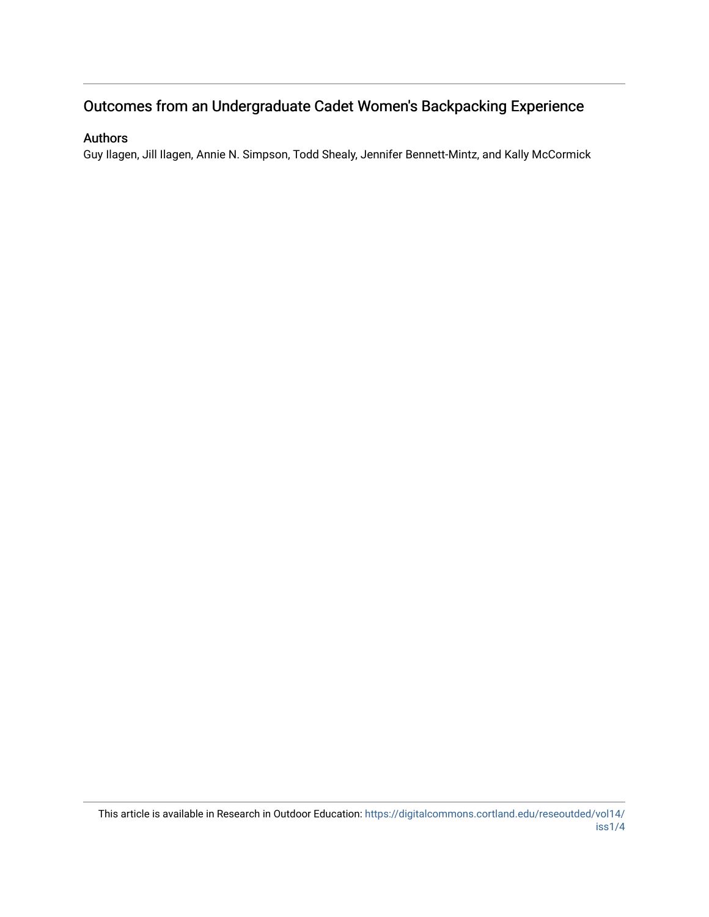# Outcomes from an Undergraduate Cadet Women's Backpacking Experience

## Authors

Guy Ilagen, Jill Ilagen, Annie N. Simpson, Todd Shealy, Jennifer Bennett-Mintz, and Kally McCormick

This article is available in Research in Outdoor Education: https://digitalcommons.cortland.edu/reseoutded/vol14/iss1/4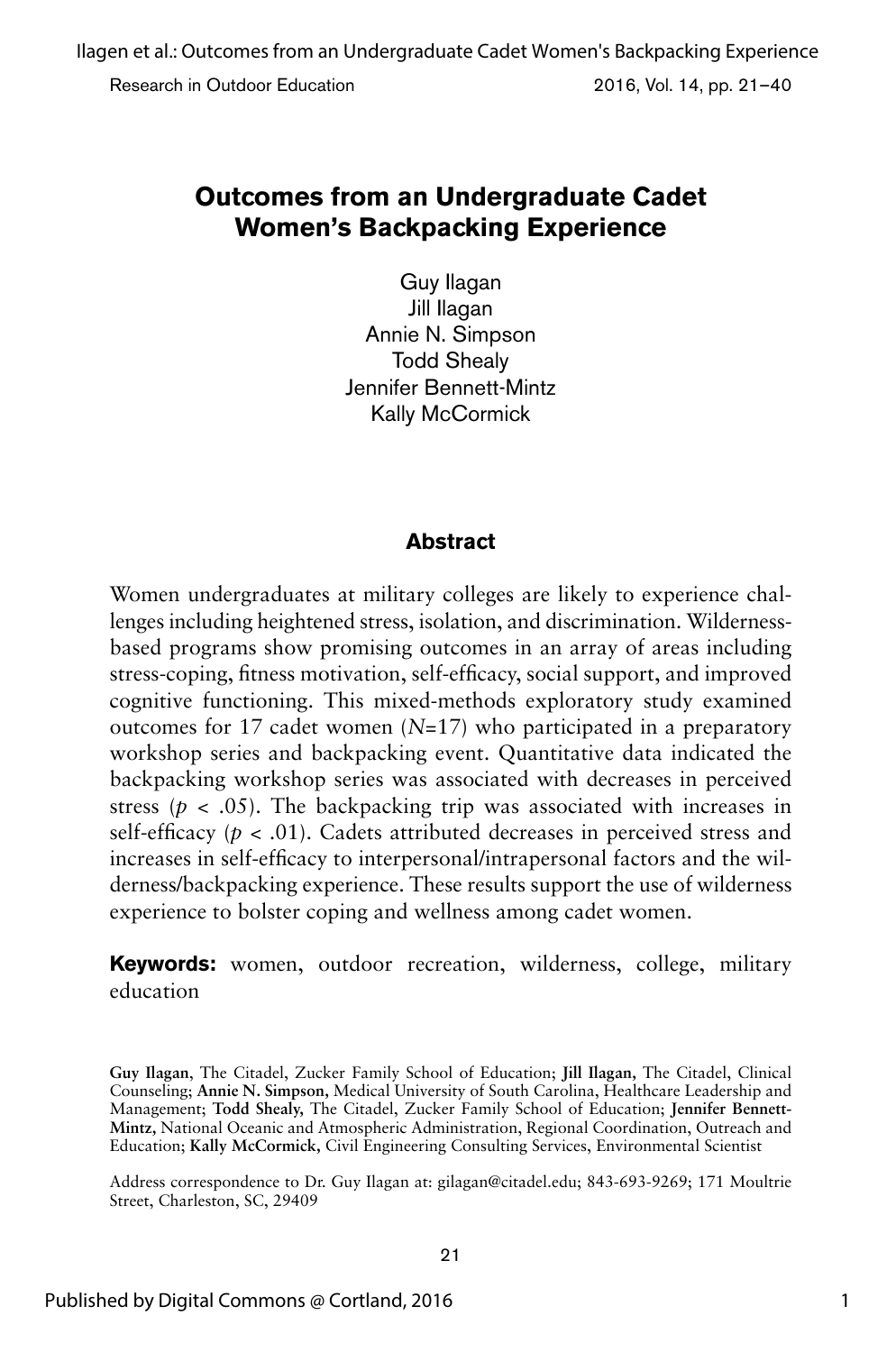# Outcomes from an Undergraduate Cadet Women's Backpacking Experience

Guy Ilagan
Jill Ilagan
Annie N. Simpson
Todd Shealy
Jennifer Bennett-Mintz
Kally McCormick

## Abstract

Women undergraduates at military colleges are likely to experience challenges including heightened stress, isolation, and discrimination. Wilderness-based programs show promising outcomes in an array of areas including stress-coping, fitness motivation, self-efficacy, social support, and improved cognitive functioning. This mixed-methods exploratory study examined outcomes for 17 cadet women ($N$=17) who participated in a preparatory workshop series and backpacking event. Quantitative data indicated the backpacking workshop series was associated with decreases in perceived stress ($p < .05$). The backpacking trip was associated with increases in self-efficacy ($p < .01$). Cadets attributed decreases in perceived stress and increases in self-efficacy to interpersonal/intrapersonal factors and the wilderness/backpacking experience. These results support the use of wilderness experience to bolster coping and wellness among cadet women.

**Keywords:** women, outdoor recreation, wilderness, college, military education

**Guy Ilagan**, The Citadel, Zucker Family School of Education; **Jill Ilagan,** The Citadel, Clinical Counseling; **Annie N. Simpson,** Medical University of South Carolina, Healthcare Leadership and Management; **Todd Shealy,** The Citadel, Zucker Family School of Education; **Jennifer Bennett-Mintz,** National Oceanic and Atmospheric Administration, Regional Coordination, Outreach and Education; **Kally McCormick,** Civil Engineering Consulting Services, Environmental Scientist

Address correspondence to Dr. Guy Ilagan at: gilagan@citadel.edu; 843-693-9269; 171 Moultrie Street, Charleston, SC, 29409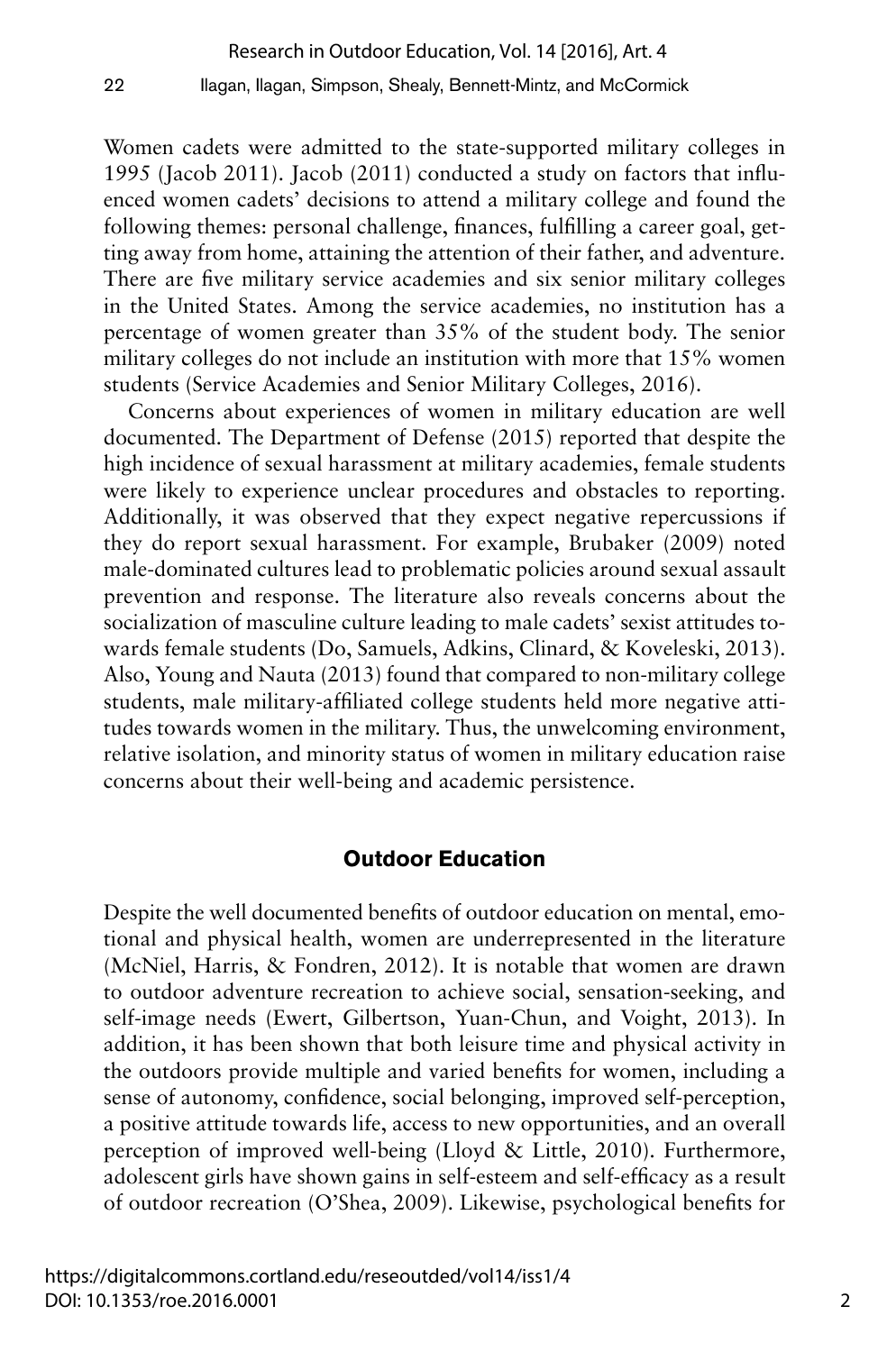Women cadets were admitted to the state-supported military colleges in 1995 (Jacob 2011). Jacob (2011) conducted a study on factors that influenced women cadets' decisions to attend a military college and found the following themes: personal challenge, finances, fulfilling a career goal, getting away from home, attaining the attention of their father, and adventure. There are five military service academies and six senior military colleges in the United States. Among the service academies, no institution has a percentage of women greater than 35% of the student body. The senior military colleges do not include an institution with more that 15% women students (Service Academies and Senior Military Colleges, 2016).

Concerns about experiences of women in military education are well documented. The Department of Defense (2015) reported that despite the high incidence of sexual harassment at military academies, female students were likely to experience unclear procedures and obstacles to reporting. Additionally, it was observed that they expect negative repercussions if they do report sexual harassment. For example, Brubaker (2009) noted male-dominated cultures lead to problematic policies around sexual assault prevention and response. The literature also reveals concerns about the socialization of masculine culture leading to male cadets' sexist attitudes towards female students (Do, Samuels, Adkins, Clinard, & Koveleski, 2013). Also, Young and Nauta (2013) found that compared to non-military college students, male military-affiliated college students held more negative attitudes towards women in the military. Thus, the unwelcoming environment, relative isolation, and minority status of women in military education raise concerns about their well-being and academic persistence.

## Outdoor Education

Despite the well documented benefits of outdoor education on mental, emotional and physical health, women are underrepresented in the literature (McNiel, Harris, & Fondren, 2012). It is notable that women are drawn to outdoor adventure recreation to achieve social, sensation-seeking, and self-image needs (Ewert, Gilbertson, Yuan-Chun, and Voight, 2013). In addition, it has been shown that both leisure time and physical activity in the outdoors provide multiple and varied benefits for women, including a sense of autonomy, confidence, social belonging, improved self-perception, a positive attitude towards life, access to new opportunities, and an overall perception of improved well-being (Lloyd & Little, 2010). Furthermore, adolescent girls have shown gains in self-esteem and self-efficacy as a result of outdoor recreation (O'Shea, 2009). Likewise, psychological benefits for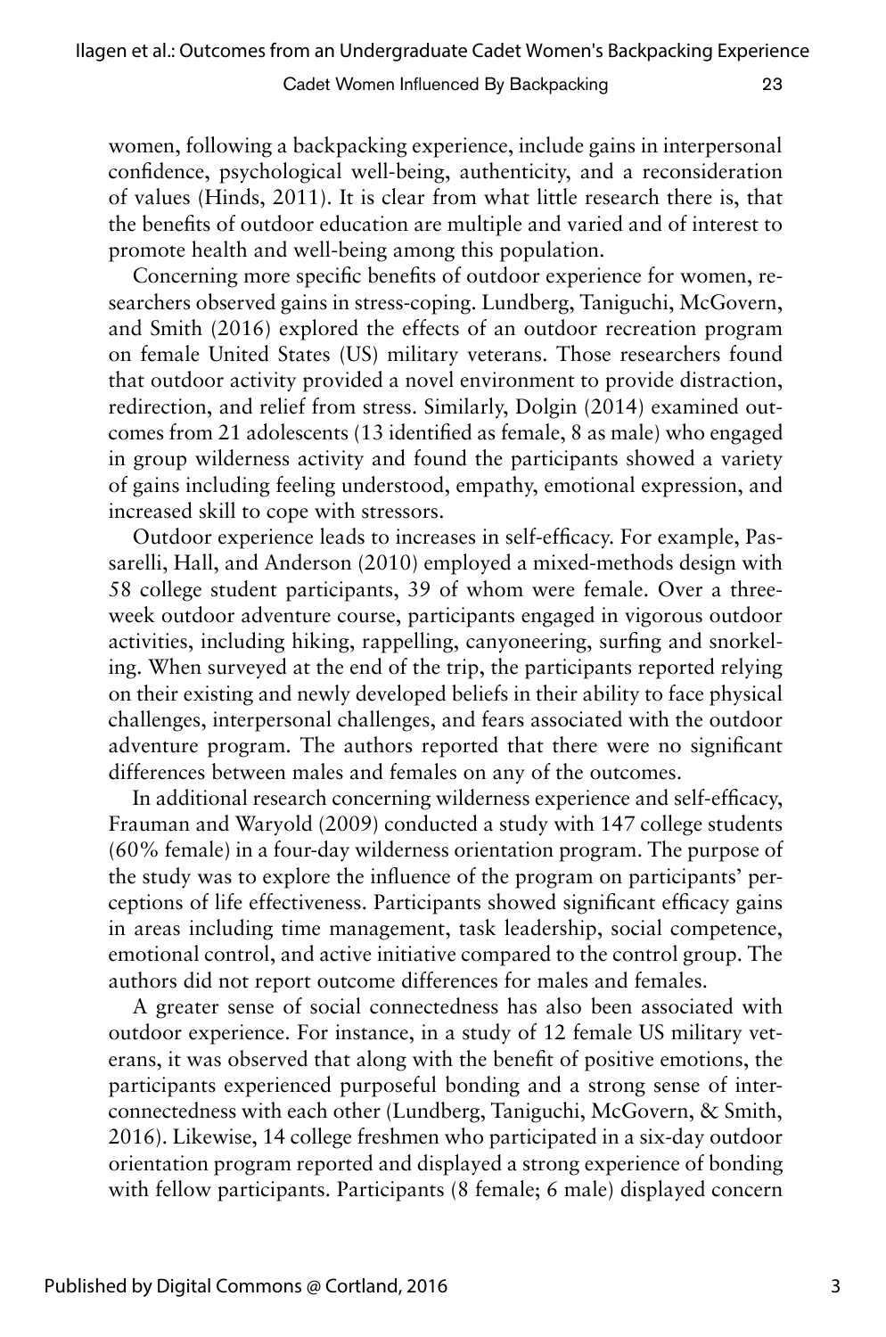women, following a backpacking experience, include gains in interpersonal confidence, psychological well-being, authenticity, and a reconsideration of values (Hinds, 2011). It is clear from what little research there is, that the benefits of outdoor education are multiple and varied and of interest to promote health and well-being among this population.

Concerning more specific benefits of outdoor experience for women, researchers observed gains in stress-coping. Lundberg, Taniguchi, McGovern, and Smith (2016) explored the effects of an outdoor recreation program on female United States (US) military veterans. Those researchers found that outdoor activity provided a novel environment to provide distraction, redirection, and relief from stress. Similarly, Dolgin (2014) examined outcomes from 21 adolescents (13 identified as female, 8 as male) who engaged in group wilderness activity and found the participants showed a variety of gains including feeling understood, empathy, emotional expression, and increased skill to cope with stressors.

Outdoor experience leads to increases in self-efficacy. For example, Passarelli, Hall, and Anderson (2010) employed a mixed-methods design with 58 college student participants, 39 of whom were female. Over a three-week outdoor adventure course, participants engaged in vigorous outdoor activities, including hiking, rappelling, canyoneering, surfing and snorkeling. When surveyed at the end of the trip, the participants reported relying on their existing and newly developed beliefs in their ability to face physical challenges, interpersonal challenges, and fears associated with the outdoor adventure program. The authors reported that there were no significant differences between males and females on any of the outcomes.

In additional research concerning wilderness experience and self-efficacy, Frauman and Waryold (2009) conducted a study with 147 college students (60% female) in a four-day wilderness orientation program. The purpose of the study was to explore the influence of the program on participants' perceptions of life effectiveness. Participants showed significant efficacy gains in areas including time management, task leadership, social competence, emotional control, and active initiative compared to the control group. The authors did not report outcome differences for males and females.

A greater sense of social connectedness has also been associated with outdoor experience. For instance, in a study of 12 female US military veterans, it was observed that along with the benefit of positive emotions, the participants experienced purposeful bonding and a strong sense of interconnectedness with each other (Lundberg, Taniguchi, McGovern, & Smith, 2016). Likewise, 14 college freshmen who participated in a six-day outdoor orientation program reported and displayed a strong experience of bonding with fellow participants. Participants (8 female; 6 male) displayed concern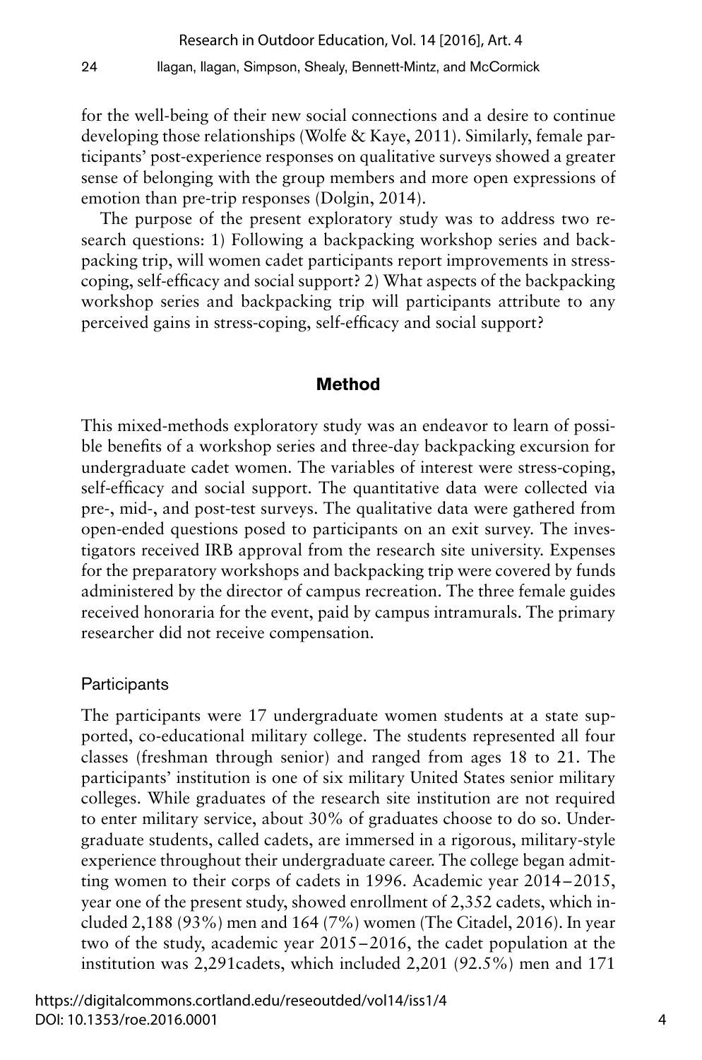for the well-being of their new social connections and a desire to continue developing those relationships (Wolfe & Kaye, 2011). Similarly, female participants' post-experience responses on qualitative surveys showed a greater sense of belonging with the group members and more open expressions of emotion than pre-trip responses (Dolgin, 2014).

The purpose of the present exploratory study was to address two research questions: 1) Following a backpacking workshop series and backpacking trip, will women cadet participants report improvements in stress-coping, self-efficacy and social support? 2) What aspects of the backpacking workshop series and backpacking trip will participants attribute to any perceived gains in stress-coping, self-efficacy and social support?

## Method

This mixed-methods exploratory study was an endeavor to learn of possible benefits of a workshop series and three-day backpacking excursion for undergraduate cadet women. The variables of interest were stress-coping, self-efficacy and social support. The quantitative data were collected via pre-, mid-, and post-test surveys. The qualitative data were gathered from open-ended questions posed to participants on an exit survey. The investigators received IRB approval from the research site university. Expenses for the preparatory workshops and backpacking trip were covered by funds administered by the director of campus recreation. The three female guides received honoraria for the event, paid by campus intramurals. The primary researcher did not receive compensation.

### Participants

The participants were 17 undergraduate women students at a state supported, co-educational military college. The students represented all four classes (freshman through senior) and ranged from ages 18 to 21. The participants' institution is one of six military United States senior military colleges. While graduates of the research site institution are not required to enter military service, about 30% of graduates choose to do so. Undergraduate students, called cadets, are immersed in a rigorous, military-style experience throughout their undergraduate career. The college began admitting women to their corps of cadets in 1996. Academic year 2014–2015, year one of the present study, showed enrollment of 2,352 cadets, which included 2,188 (93%) men and 164 (7%) women (The Citadel, 2016). In year two of the study, academic year 2015–2016, the cadet population at the institution was 2,291cadets, which included 2,201 (92.5%) men and 171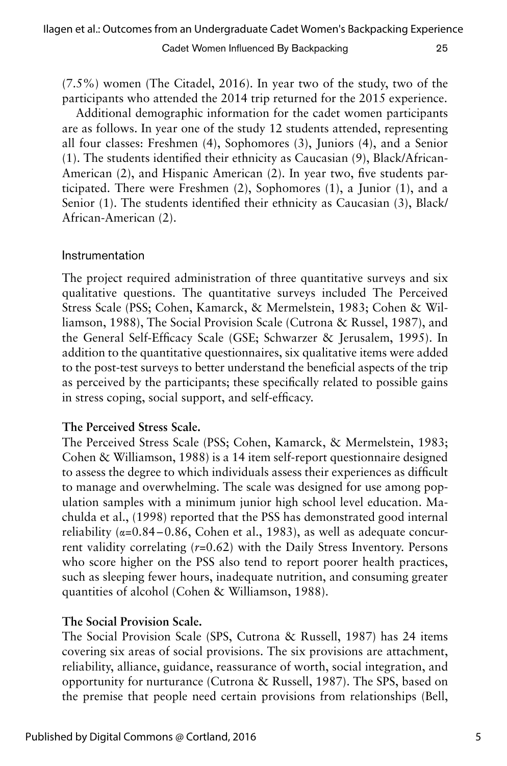(7.5%) women (The Citadel, 2016). In year two of the study, two of the participants who attended the 2014 trip returned for the 2015 experience.

Additional demographic information for the cadet women participants are as follows. In year one of the study 12 students attended, representing all four classes: Freshmen (4), Sophomores (3), Juniors (4), and a Senior (1). The students identified their ethnicity as Caucasian (9), Black/African-American (2), and Hispanic American (2). In year two, five students participated. There were Freshmen (2), Sophomores (1), a Junior (1), and a Senior (1). The students identified their ethnicity as Caucasian (3), Black/African-American (2).

## Instrumentation

The project required administration of three quantitative surveys and six qualitative questions. The quantitative surveys included The Perceived Stress Scale (PSS; Cohen, Kamarck, & Mermelstein, 1983; Cohen & Williamson, 1988), The Social Provision Scale (Cutrona & Russel, 1987), and the General Self-Efficacy Scale (GSE; Schwarzer & Jerusalem, 1995). In addition to the quantitative questionnaires, six qualitative items were added to the post-test surveys to better understand the beneficial aspects of the trip as perceived by the participants; these specifically related to possible gains in stress coping, social support, and self-efficacy.

### The Perceived Stress Scale.

The Perceived Stress Scale (PSS; Cohen, Kamarck, & Mermelstein, 1983; Cohen & Williamson, 1988) is a 14 item self-report questionnaire designed to assess the degree to which individuals assess their experiences as difficult to manage and overwhelming. The scale was designed for use among population samples with a minimum junior high school level education. Machulda et al., (1998) reported that the PSS has demonstrated good internal reliability ($\alpha$=0.84 – 0.86, Cohen et al., 1983), as well as adequate concurrent validity correlating ($r$=0.62) with the Daily Stress Inventory. Persons who score higher on the PSS also tend to report poorer health practices, such as sleeping fewer hours, inadequate nutrition, and consuming greater quantities of alcohol (Cohen & Williamson, 1988).

### The Social Provision Scale.

The Social Provision Scale (SPS, Cutrona & Russell, 1987) has 24 items covering six areas of social provisions. The six provisions are attachment, reliability, alliance, guidance, reassurance of worth, social integration, and opportunity for nurturance (Cutrona & Russell, 1987). The SPS, based on the premise that people need certain provisions from relationships (Bell,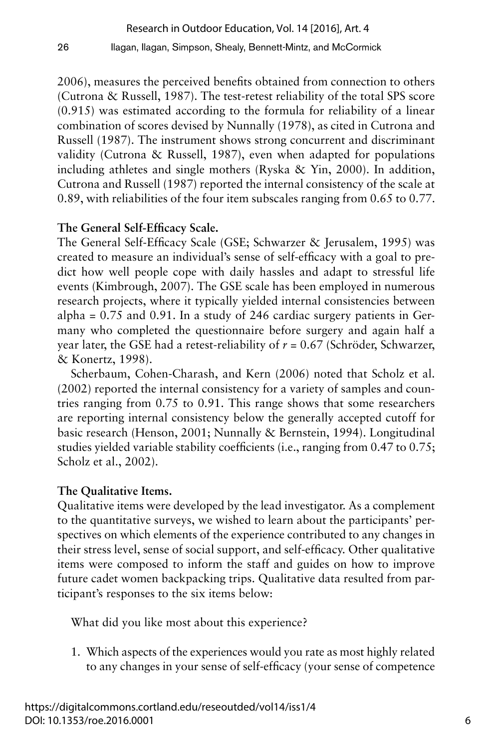2006), measures the perceived benefits obtained from connection to others (Cutrona & Russell, 1987). The test-retest reliability of the total SPS score (0.915) was estimated according to the formula for reliability of a linear combination of scores devised by Nunnally (1978), as cited in Cutrona and Russell (1987). The instrument shows strong concurrent and discriminant validity (Cutrona & Russell, 1987), even when adapted for populations including athletes and single mothers (Ryska & Yin, 2000). In addition, Cutrona and Russell (1987) reported the internal consistency of the scale at 0.89, with reliabilities of the four item subscales ranging from 0.65 to 0.77.

**The General Self-Efficacy Scale.**

The General Self-Efficacy Scale (GSE; Schwarzer & Jerusalem, 1995) was created to measure an individual's sense of self-efficacy with a goal to predict how well people cope with daily hassles and adapt to stressful life events (Kimbrough, 2007). The GSE scale has been employed in numerous research projects, where it typically yielded internal consistencies between alpha = 0.75 and 0.91. In a study of 246 cardiac surgery patients in Germany who completed the questionnaire before surgery and again half a year later, the GSE had a retest-reliability of $r = 0.67$ (Schröder, Schwarzer, & Konertz, 1998).

Scherbaum, Cohen-Charash, and Kern (2006) noted that Scholz et al. (2002) reported the internal consistency for a variety of samples and countries ranging from 0.75 to 0.91. This range shows that some researchers are reporting internal consistency below the generally accepted cutoff for basic research (Henson, 2001; Nunnally & Bernstein, 1994). Longitudinal studies yielded variable stability coefficients (i.e., ranging from 0.47 to 0.75; Scholz et al., 2002).

**The Qualitative Items.**

Qualitative items were developed by the lead investigator. As a complement to the quantitative surveys, we wished to learn about the participants' perspectives on which elements of the experience contributed to any changes in their stress level, sense of social support, and self-efficacy. Other qualitative items were composed to inform the staff and guides on how to improve future cadet women backpacking trips. Qualitative data resulted from participant's responses to the six items below:

What did you like most about this experience?

1. Which aspects of the experiences would you rate as most highly related to any changes in your sense of self-efficacy (your sense of competence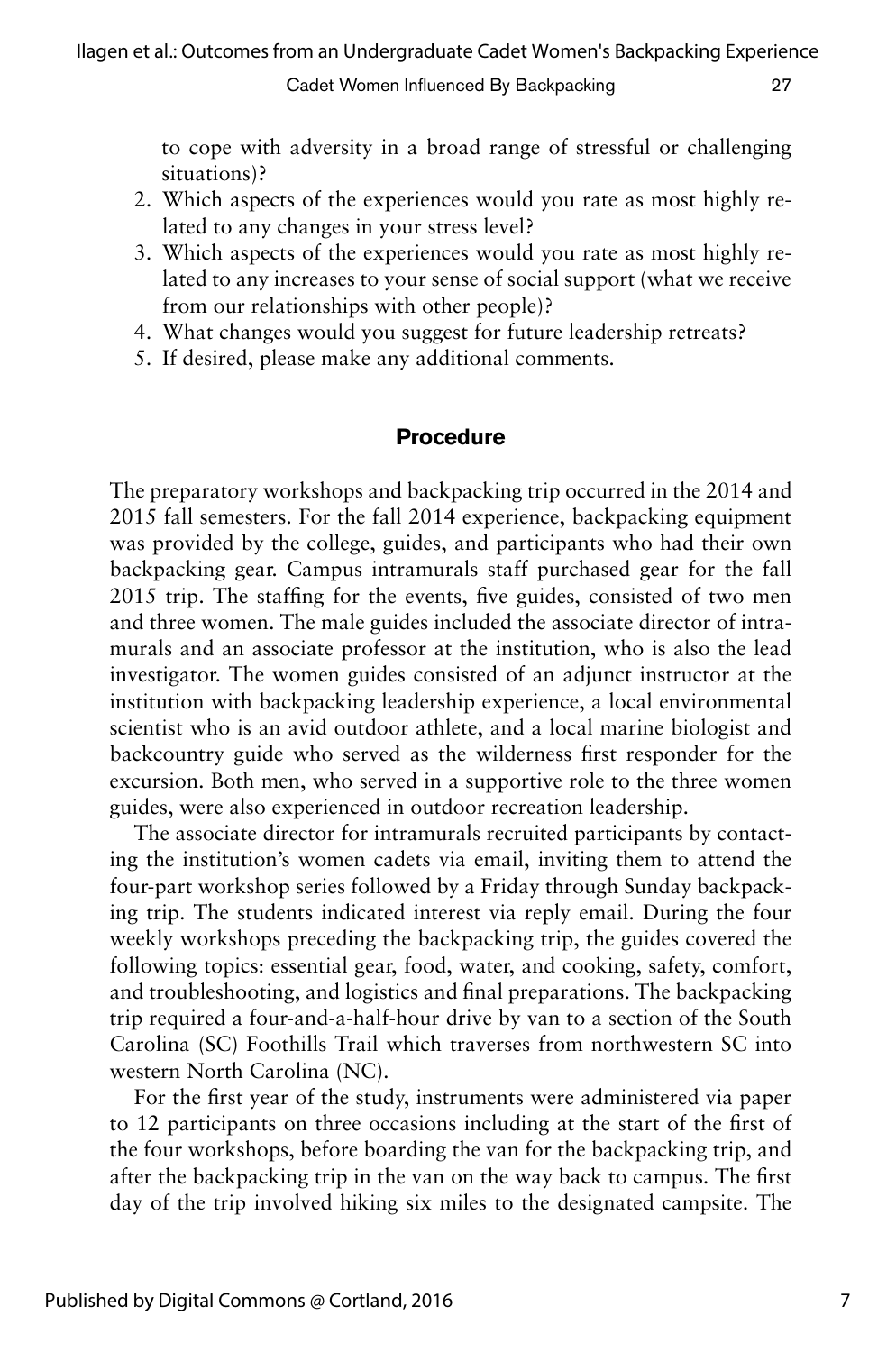to cope with adversity in a broad range of stressful or challenging situations)?

2. Which aspects of the experiences would you rate as most highly related to any changes in your stress level?
3. Which aspects of the experiences would you rate as most highly related to any increases to your sense of social support (what we receive from our relationships with other people)?
4. What changes would you suggest for future leadership retreats?
5. If desired, please make any additional comments.

## Procedure

The preparatory workshops and backpacking trip occurred in the 2014 and 2015 fall semesters. For the fall 2014 experience, backpacking equipment was provided by the college, guides, and participants who had their own backpacking gear. Campus intramurals staff purchased gear for the fall 2015 trip. The staffing for the events, five guides, consisted of two men and three women. The male guides included the associate director of intramurals and an associate professor at the institution, who is also the lead investigator. The women guides consisted of an adjunct instructor at the institution with backpacking leadership experience, a local environmental scientist who is an avid outdoor athlete, and a local marine biologist and backcountry guide who served as the wilderness first responder for the excursion. Both men, who served in a supportive role to the three women guides, were also experienced in outdoor recreation leadership.

The associate director for intramurals recruited participants by contacting the institution's women cadets via email, inviting them to attend the four-part workshop series followed by a Friday through Sunday backpacking trip. The students indicated interest via reply email. During the four weekly workshops preceding the backpacking trip, the guides covered the following topics: essential gear, food, water, and cooking, safety, comfort, and troubleshooting, and logistics and final preparations. The backpacking trip required a four-and-a-half-hour drive by van to a section of the South Carolina (SC) Foothills Trail which traverses from northwestern SC into western North Carolina (NC).

For the first year of the study, instruments were administered via paper to 12 participants on three occasions including at the start of the first of the four workshops, before boarding the van for the backpacking trip, and after the backpacking trip in the van on the way back to campus. The first day of the trip involved hiking six miles to the designated campsite. The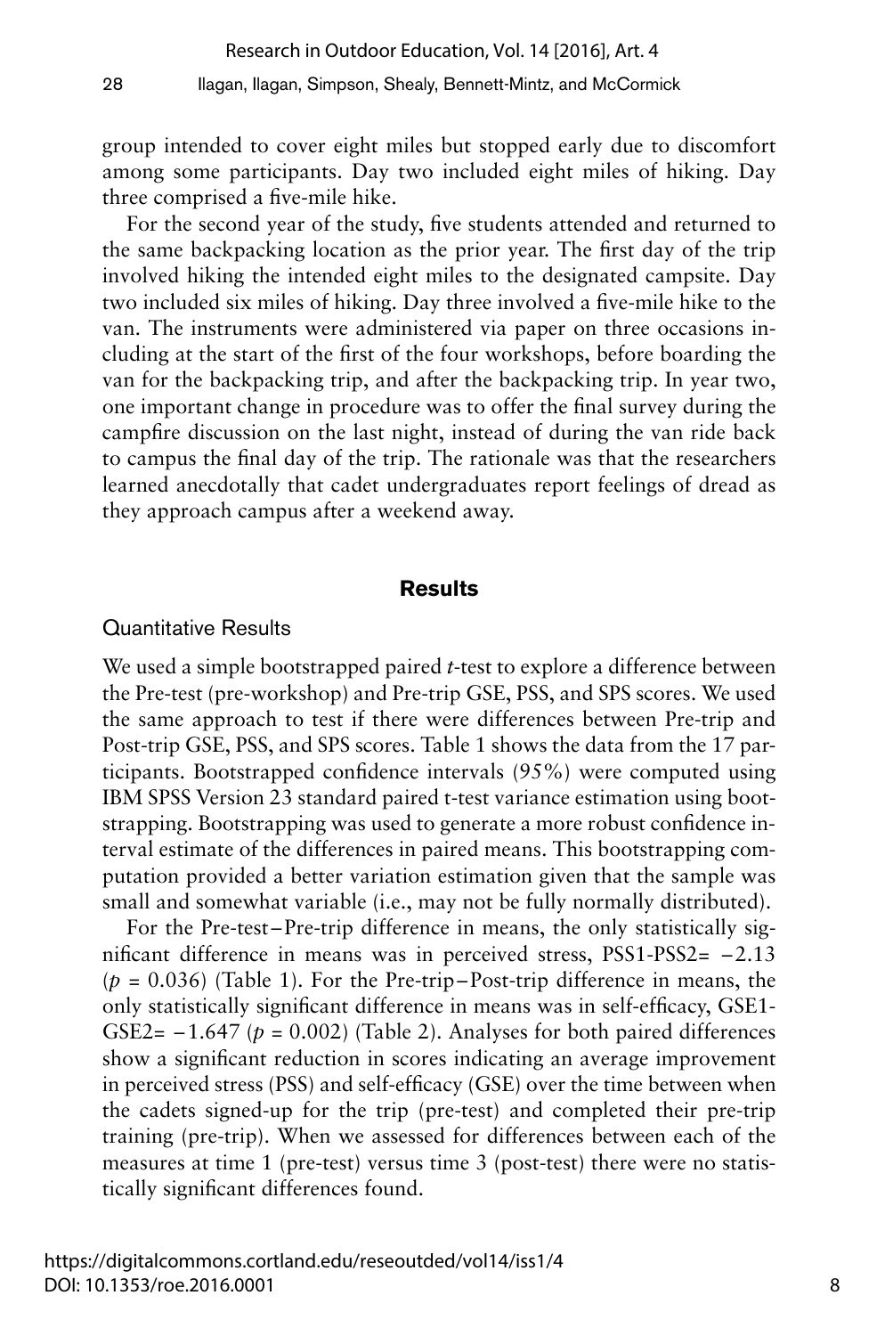group intended to cover eight miles but stopped early due to discomfort among some participants. Day two included eight miles of hiking. Day three comprised a five-mile hike.

For the second year of the study, five students attended and returned to the same backpacking location as the prior year. The first day of the trip involved hiking the intended eight miles to the designated campsite. Day two included six miles of hiking. Day three involved a five-mile hike to the van. The instruments were administered via paper on three occasions including at the start of the first of the four workshops, before boarding the van for the backpacking trip, and after the backpacking trip. In year two, one important change in procedure was to offer the final survey during the campfire discussion on the last night, instead of during the van ride back to campus the final day of the trip. The rationale was that the researchers learned anecdotally that cadet undergraduates report feelings of dread as they approach campus after a weekend away.

## Results

### Quantitative Results

We used a simple bootstrapped paired *t*-test to explore a difference between the Pre-test (pre-workshop) and Pre-trip GSE, PSS, and SPS scores. We used the same approach to test if there were differences between Pre-trip and Post-trip GSE, PSS, and SPS scores. Table 1 shows the data from the 17 participants. Bootstrapped confidence intervals (95%) were computed using IBM SPSS Version 23 standard paired t-test variance estimation using bootstrapping. Bootstrapping was used to generate a more robust confidence interval estimate of the differences in paired means. This bootstrapping computation provided a better variation estimation given that the sample was small and somewhat variable (i.e., may not be fully normally distributed).

For the Pre-test–Pre-trip difference in means, the only statistically significant difference in means was in perceived stress, PSS1-PSS2= −2.13 ($p = 0.036$) (Table 1). For the Pre-trip–Post-trip difference in means, the only statistically significant difference in means was in self-efficacy, GSE1-GSE2= −1.647 ($p = 0.002$) (Table 2). Analyses for both paired differences show a significant reduction in scores indicating an average improvement in perceived stress (PSS) and self-efficacy (GSE) over the time between when the cadets signed-up for the trip (pre-test) and completed their pre-trip training (pre-trip). When we assessed for differences between each of the measures at time 1 (pre-test) versus time 3 (post-test) there were no statistically significant differences found.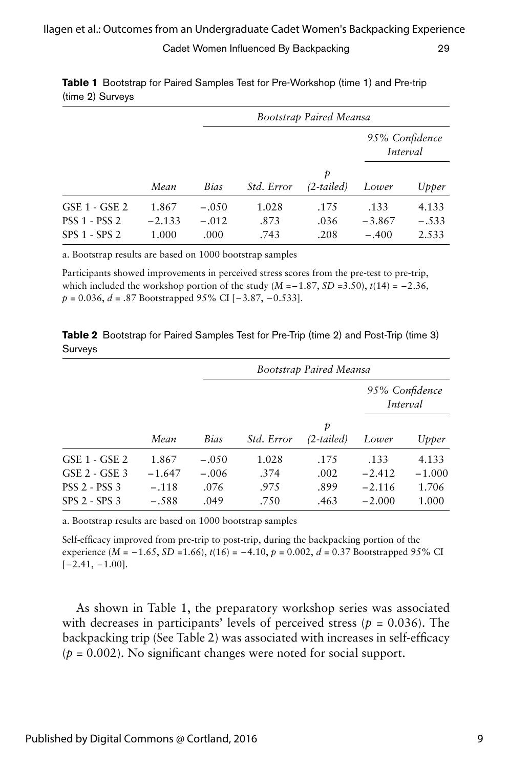**Table 1** Bootstrap for Paired Samples Test for Pre-Workshop (time 1) and Pre-trip (time 2) Surveys

| | | *Bootstrap Paired Meansa* | | | | |
|---|---|---|---|---|---|---|
| | | | | | *95% Confidence Interval* | |
| | *Mean* | *Bias* | *Std. Error* | *p (2-tailed)* | *Lower* | *Upper* |
| GSE 1 - GSE 2 | 1.867 | −.050 | 1.028 | .175 | .133 | 4.133 |
| PSS 1 - PSS 2 | −2.133 | −.012 | .873 | .036 | −3.867 | −.533 |
| SPS 1 - SPS 2 | 1.000 | .000 | .743 | .208 | −.400 | 2.533 |

a. Bootstrap results are based on 1000 bootstrap samples

Participants showed improvements in perceived stress scores from the pre-test to pre-trip, which included the workshop portion of the study ($M = -1.87$, $SD = 3.50$), $t(14) = -2.36$, $p = 0.036$, $d = .87$ Bootstrapped 95% CI [−3.87, −0.533].

**Table 2** Bootstrap for Paired Samples Test for Pre-Trip (time 2) and Post-Trip (time 3) Surveys

| | | *Bootstrap Paired Meansa* | | | | |
|---|---|---|---|---|---|---|
| | | | | | *95% Confidence Interval* | |
| | *Mean* | *Bias* | *Std. Error* | *p (2-tailed)* | *Lower* | *Upper* |
| GSE 1 - GSE 2 | 1.867 | −.050 | 1.028 | .175 | .133 | 4.133 |
| GSE 2 - GSE 3 | −1.647 | −.006 | .374 | .002 | −2.412 | −1.000 |
| PSS 2 - PSS 3 | −.118 | .076 | .975 | .899 | −2.116 | 1.706 |
| SPS 2 - SPS 3 | −.588 | .049 | .750 | .463 | −2.000 | 1.000 |

a. Bootstrap results are based on 1000 bootstrap samples

Self-efficacy improved from pre-trip to post-trip, during the backpacking portion of the experience ($M = -1.65$, $SD = 1.66$), $t(16) = -4.10$, $p = 0.002$, $d = 0.37$ Bootstrapped 95% CI [−2.41, −1.00].

As shown in Table 1, the preparatory workshop series was associated with decreases in participants' levels of perceived stress ($p = 0.036$). The backpacking trip (See Table 2) was associated with increases in self-efficacy ($p = 0.002$). No significant changes were noted for social support.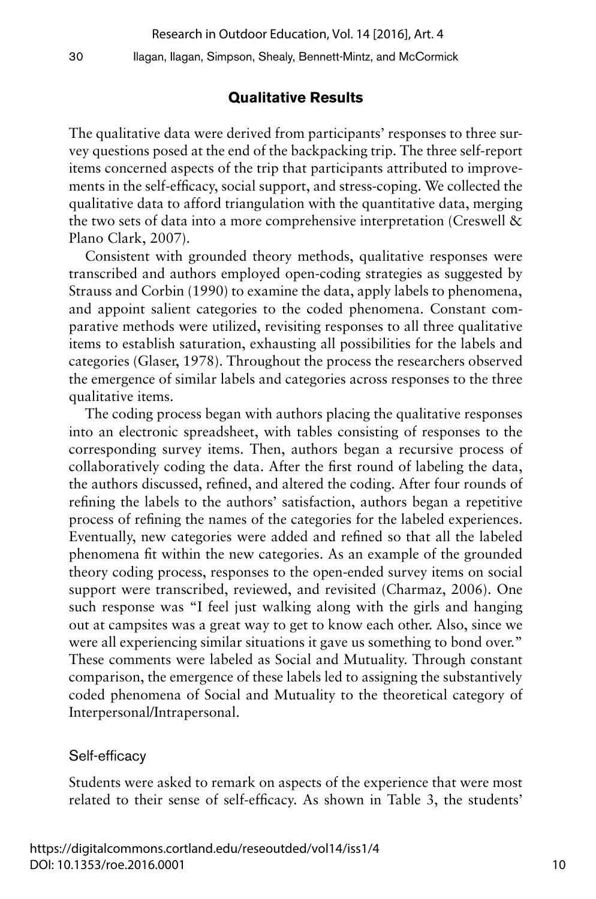## Qualitative Results

The qualitative data were derived from participants' responses to three survey questions posed at the end of the backpacking trip. The three self-report items concerned aspects of the trip that participants attributed to improvements in the self-efficacy, social support, and stress-coping. We collected the qualitative data to afford triangulation with the quantitative data, merging the two sets of data into a more comprehensive interpretation (Creswell & Plano Clark, 2007).

Consistent with grounded theory methods, qualitative responses were transcribed and authors employed open-coding strategies as suggested by Strauss and Corbin (1990) to examine the data, apply labels to phenomena, and appoint salient categories to the coded phenomena. Constant comparative methods were utilized, revisiting responses to all three qualitative items to establish saturation, exhausting all possibilities for the labels and categories (Glaser, 1978). Throughout the process the researchers observed the emergence of similar labels and categories across responses to the three qualitative items.

The coding process began with authors placing the qualitative responses into an electronic spreadsheet, with tables consisting of responses to the corresponding survey items. Then, authors began a recursive process of collaboratively coding the data. After the first round of labeling the data, the authors discussed, refined, and altered the coding. After four rounds of refining the labels to the authors' satisfaction, authors began a repetitive process of refining the names of the categories for the labeled experiences. Eventually, new categories were added and refined so that all the labeled phenomena fit within the new categories. As an example of the grounded theory coding process, responses to the open-ended survey items on social support were transcribed, reviewed, and revisited (Charmaz, 2006). One such response was "I feel just walking along with the girls and hanging out at campsites was a great way to get to know each other. Also, since we were all experiencing similar situations it gave us something to bond over." These comments were labeled as Social and Mutuality. Through constant comparison, the emergence of these labels led to assigning the substantively coded phenomena of Social and Mutuality to the theoretical category of Interpersonal/Intrapersonal.

### Self-efficacy

Students were asked to remark on aspects of the experience that were most related to their sense of self-efficacy. As shown in Table 3, the students'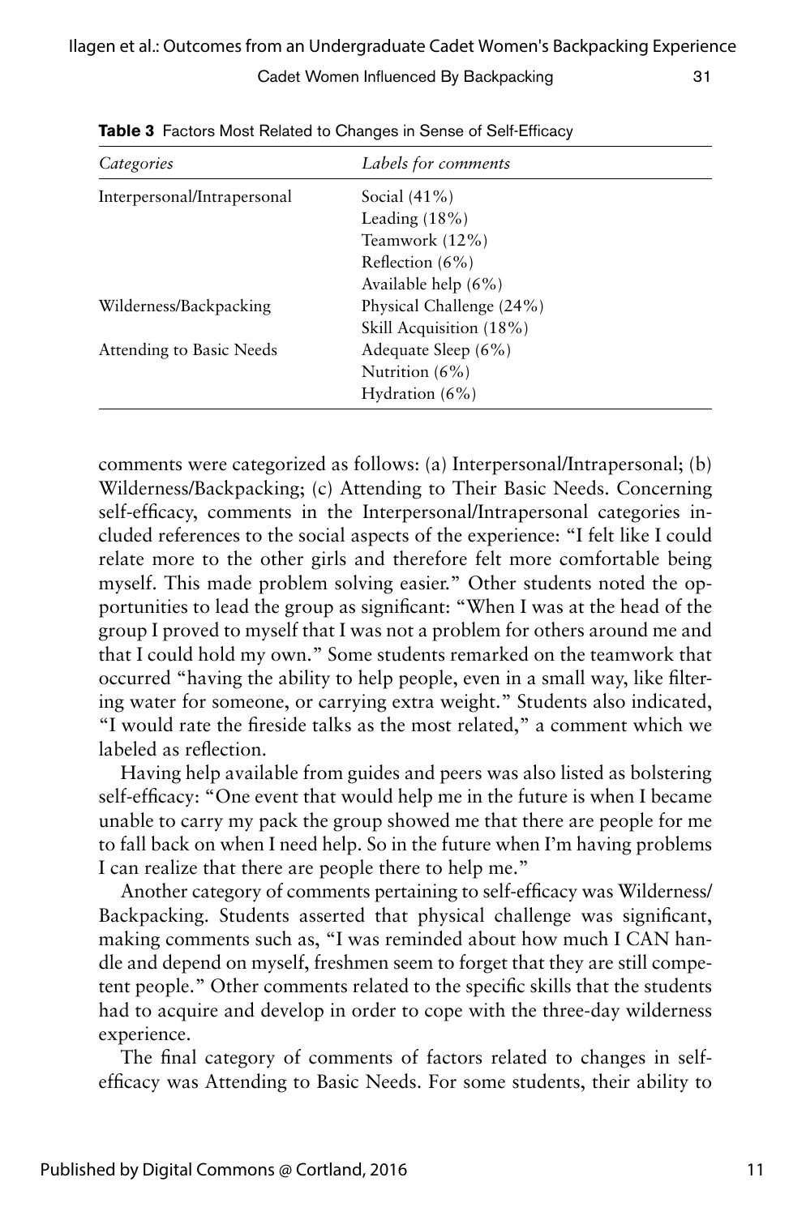**Table 3** Factors Most Related to Changes in Sense of Self-Efficacy

| *Categories* | *Labels for comments* |
|---|---|
| Interpersonal/Intrapersonal | Social (41%) |
| | Leading (18%) |
| | Teamwork (12%) |
| | Reflection (6%) |
| | Available help (6%) |
| Wilderness/Backpacking | Physical Challenge (24%) |
| | Skill Acquisition (18%) |
| Attending to Basic Needs | Adequate Sleep (6%) |
| | Nutrition (6%) |
| | Hydration (6%) |

comments were categorized as follows: (a) Interpersonal/Intrapersonal; (b) Wilderness/Backpacking; (c) Attending to Their Basic Needs. Concerning self-efficacy, comments in the Interpersonal/Intrapersonal categories included references to the social aspects of the experience: "I felt like I could relate more to the other girls and therefore felt more comfortable being myself. This made problem solving easier." Other students noted the opportunities to lead the group as significant: "When I was at the head of the group I proved to myself that I was not a problem for others around me and that I could hold my own." Some students remarked on the teamwork that occurred "having the ability to help people, even in a small way, like filtering water for someone, or carrying extra weight." Students also indicated, "I would rate the fireside talks as the most related," a comment which we labeled as reflection.

Having help available from guides and peers was also listed as bolstering self-efficacy: "One event that would help me in the future is when I became unable to carry my pack the group showed me that there are people for me to fall back on when I need help. So in the future when I'm having problems I can realize that there are people there to help me."

Another category of comments pertaining to self-efficacy was Wilderness/Backpacking. Students asserted that physical challenge was significant, making comments such as, "I was reminded about how much I CAN handle and depend on myself, freshmen seem to forget that they are still competent people." Other comments related to the specific skills that the students had to acquire and develop in order to cope with the three-day wilderness experience.

The final category of comments of factors related to changes in self-efficacy was Attending to Basic Needs. For some students, their ability to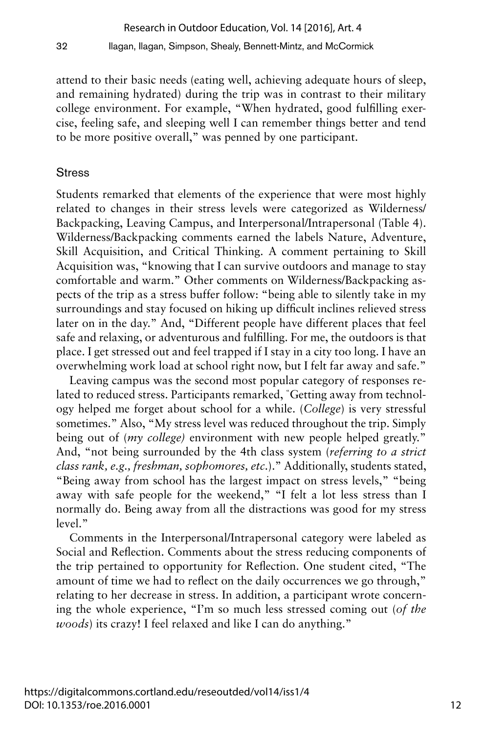attend to their basic needs (eating well, achieving adequate hours of sleep, and remaining hydrated) during the trip was in contrast to their military college environment. For example, "When hydrated, good fulfilling exercise, feeling safe, and sleeping well I can remember things better and tend to be more positive overall," was penned by one participant.

## Stress

Students remarked that elements of the experience that were most highly related to changes in their stress levels were categorized as Wilderness/Backpacking, Leaving Campus, and Interpersonal/Intrapersonal (Table 4). Wilderness/Backpacking comments earned the labels Nature, Adventure, Skill Acquisition, and Critical Thinking. A comment pertaining to Skill Acquisition was, "knowing that I can survive outdoors and manage to stay comfortable and warm." Other comments on Wilderness/Backpacking aspects of the trip as a stress buffer follow: "being able to silently take in my surroundings and stay focused on hiking up difficult inclines relieved stress later on in the day." And, "Different people have different places that feel safe and relaxing, or adventurous and fulfilling. For me, the outdoors is that place. I get stressed out and feel trapped if I stay in a city too long. I have an overwhelming work load at school right now, but I felt far away and safe."

Leaving campus was the second most popular category of responses related to reduced stress. Participants remarked, "Getting away from technology helped me forget about school for a while. (*College*) is very stressful sometimes." Also, "My stress level was reduced throughout the trip. Simply being out of (*my college*) environment with new people helped greatly." And, "not being surrounded by the 4th class system (*referring to a strict class rank, e.g., freshman, sophomores, etc.*)." Additionally, students stated, "Being away from school has the largest impact on stress levels," "being away with safe people for the weekend," "I felt a lot less stress than I normally do. Being away from all the distractions was good for my stress level."

Comments in the Interpersonal/Intrapersonal category were labeled as Social and Reflection. Comments about the stress reducing components of the trip pertained to opportunity for Reflection. One student cited, "The amount of time we had to reflect on the daily occurrences we go through," relating to her decrease in stress. In addition, a participant wrote concerning the whole experience, "I'm so much less stressed coming out (*of the woods*) its crazy! I feel relaxed and like I can do anything."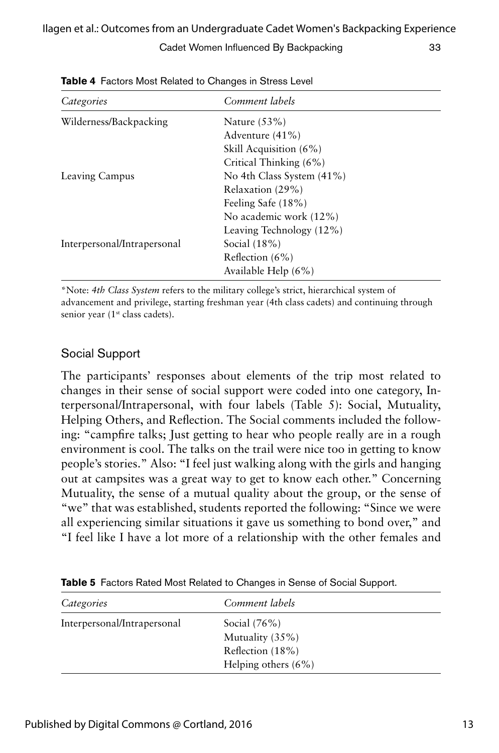**Table 4** Factors Most Related to Changes in Stress Level

| *Categories* | *Comment labels* |
|---|---|
| Wilderness/Backpacking | Nature (53%) |
| | Adventure (41%) |
| | Skill Acquisition (6%) |
| | Critical Thinking (6%) |
| Leaving Campus | No 4th Class System (41%) |
| | Relaxation (29%) |
| | Feeling Safe (18%) |
| | No academic work (12%) |
| | Leaving Technology (12%) |
| Interpersonal/Intrapersonal | Social (18%) |
| | Reflection (6%) |
| | Available Help (6%) |

*Note: *4th Class System* refers to the military college's strict, hierarchical system of advancement and privilege, starting freshman year (4th class cadets) and continuing through senior year (1st class cadets).

## Social Support

The participants' responses about elements of the trip most related to changes in their sense of social support were coded into one category, Interpersonal/Intrapersonal, with four labels (Table 5): Social, Mutuality, Helping Others, and Reflection. The Social comments included the following: "campfire talks; Just getting to hear who people really are in a rough environment is cool. The talks on the trail were nice too in getting to know people's stories." Also: "I feel just walking along with the girls and hanging out at campsites was a great way to get to know each other." Concerning Mutuality, the sense of a mutual quality about the group, or the sense of "we" that was established, students reported the following: "Since we were all experiencing similar situations it gave us something to bond over," and "I feel like I have a lot more of a relationship with the other females and

**Table 5** Factors Rated Most Related to Changes in Sense of Social Support.

| *Categories* | *Comment labels* |
|---|---|
| Interpersonal/Intrapersonal | Social (76%) |
| | Mutuality (35%) |
| | Reflection (18%) |
| | Helping others (6%) |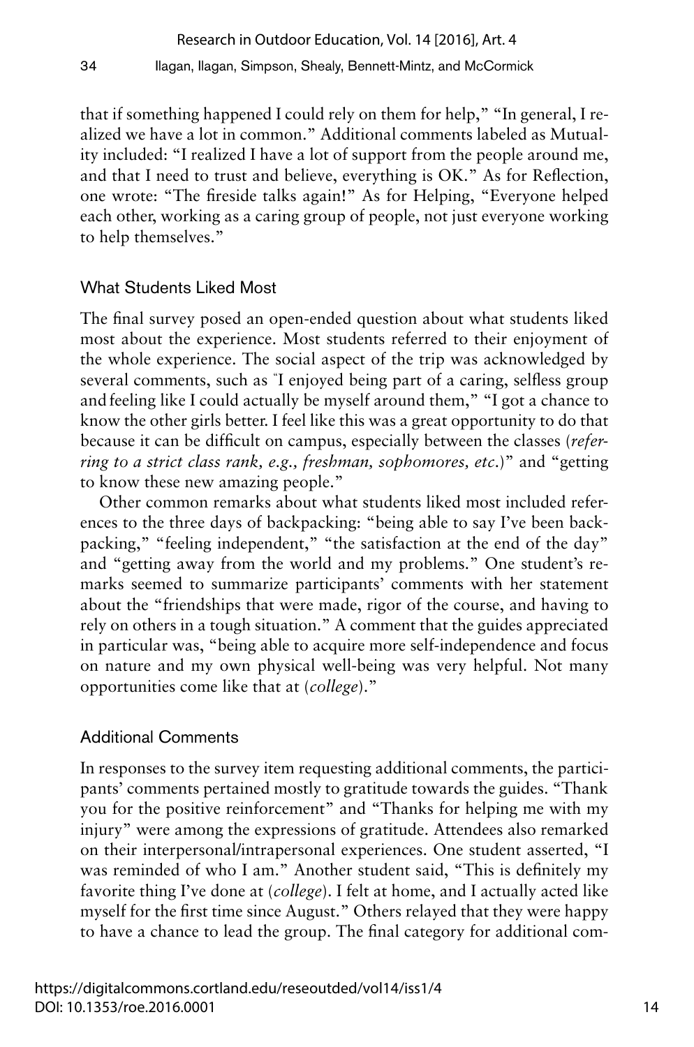that if something happened I could rely on them for help," "In general, I realized we have a lot in common." Additional comments labeled as Mutuality included: "I realized I have a lot of support from the people around me, and that I need to trust and believe, everything is OK." As for Reflection, one wrote: "The fireside talks again!" As for Helping, "Everyone helped each other, working as a caring group of people, not just everyone working to help themselves."

### What Students Liked Most

The final survey posed an open-ended question about what students liked most about the experience. Most students referred to their enjoyment of the whole experience. The social aspect of the trip was acknowledged by several comments, such as "I enjoyed being part of a caring, selfless group and feeling like I could actually be myself around them," "I got a chance to know the other girls better. I feel like this was a great opportunity to do that because it can be difficult on campus, especially between the classes (*referring to a strict class rank, e.g., freshman, sophomores, etc.*)" and "getting to know these new amazing people."

Other common remarks about what students liked most included references to the three days of backpacking: "being able to say I've been backpacking," "feeling independent," "the satisfaction at the end of the day" and "getting away from the world and my problems." One student's remarks seemed to summarize participants' comments with her statement about the "friendships that were made, rigor of the course, and having to rely on others in a tough situation." A comment that the guides appreciated in particular was, "being able to acquire more self-independence and focus on nature and my own physical well-being was very helpful. Not many opportunities come like that at (*college*)."

### Additional Comments

In responses to the survey item requesting additional comments, the participants' comments pertained mostly to gratitude towards the guides. "Thank you for the positive reinforcement" and "Thanks for helping me with my injury" were among the expressions of gratitude. Attendees also remarked on their interpersonal/intrapersonal experiences. One student asserted, "I was reminded of who I am." Another student said, "This is definitely my favorite thing I've done at (*college*). I felt at home, and I actually acted like myself for the first time since August." Others relayed that they were happy to have a chance to lead the group. The final category for additional com-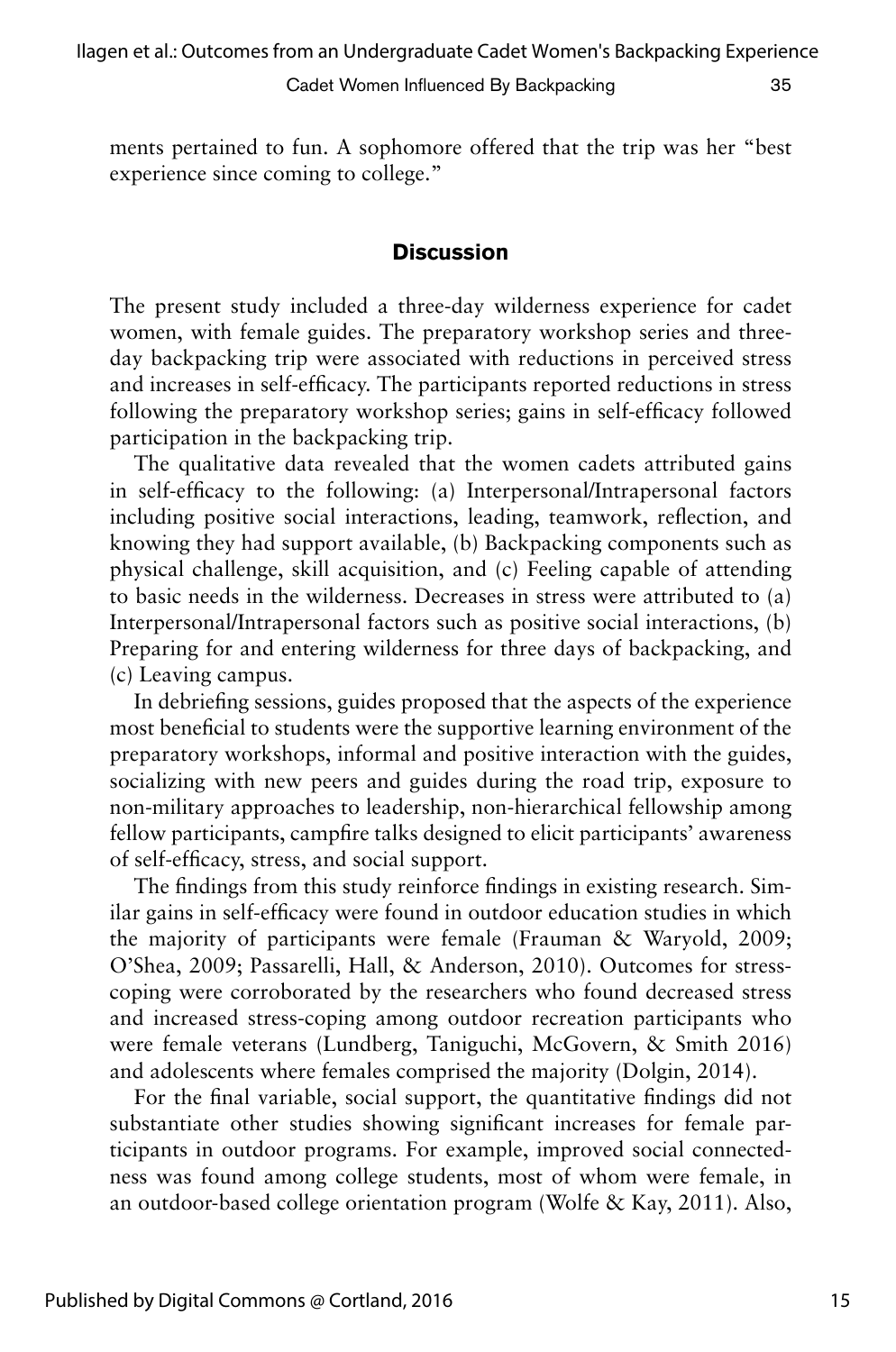ments pertained to fun. A sophomore offered that the trip was her "best experience since coming to college."

## Discussion

The present study included a three-day wilderness experience for cadet women, with female guides. The preparatory workshop series and three-day backpacking trip were associated with reductions in perceived stress and increases in self-efficacy. The participants reported reductions in stress following the preparatory workshop series; gains in self-efficacy followed participation in the backpacking trip.

The qualitative data revealed that the women cadets attributed gains in self-efficacy to the following: (a) Interpersonal/Intrapersonal factors including positive social interactions, leading, teamwork, reflection, and knowing they had support available, (b) Backpacking components such as physical challenge, skill acquisition, and (c) Feeling capable of attending to basic needs in the wilderness. Decreases in stress were attributed to (a) Interpersonal/Intrapersonal factors such as positive social interactions, (b) Preparing for and entering wilderness for three days of backpacking, and (c) Leaving campus.

In debriefing sessions, guides proposed that the aspects of the experience most beneficial to students were the supportive learning environment of the preparatory workshops, informal and positive interaction with the guides, socializing with new peers and guides during the road trip, exposure to non-military approaches to leadership, non-hierarchical fellowship among fellow participants, campfire talks designed to elicit participants' awareness of self-efficacy, stress, and social support.

The findings from this study reinforce findings in existing research. Similar gains in self-efficacy were found in outdoor education studies in which the majority of participants were female (Frauman & Waryold, 2009; O'Shea, 2009; Passarelli, Hall, & Anderson, 2010). Outcomes for stress-coping were corroborated by the researchers who found decreased stress and increased stress-coping among outdoor recreation participants who were female veterans (Lundberg, Taniguchi, McGovern, & Smith 2016) and adolescents where females comprised the majority (Dolgin, 2014).

For the final variable, social support, the quantitative findings did not substantiate other studies showing significant increases for female participants in outdoor programs. For example, improved social connectedness was found among college students, most of whom were female, in an outdoor-based college orientation program (Wolfe & Kay, 2011). Also,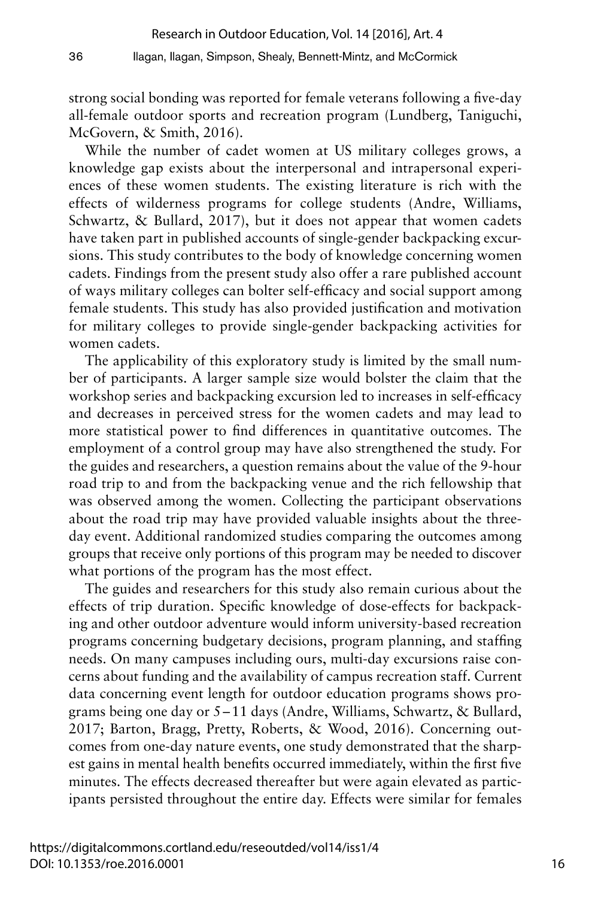strong social bonding was reported for female veterans following a five-day all-female outdoor sports and recreation program (Lundberg, Taniguchi, McGovern, & Smith, 2016).

While the number of cadet women at US military colleges grows, a knowledge gap exists about the interpersonal and intrapersonal experiences of these women students. The existing literature is rich with the effects of wilderness programs for college students (Andre, Williams, Schwartz, & Bullard, 2017), but it does not appear that women cadets have taken part in published accounts of single-gender backpacking excursions. This study contributes to the body of knowledge concerning women cadets. Findings from the present study also offer a rare published account of ways military colleges can bolter self-efficacy and social support among female students. This study has also provided justification and motivation for military colleges to provide single-gender backpacking activities for women cadets.

The applicability of this exploratory study is limited by the small number of participants. A larger sample size would bolster the claim that the workshop series and backpacking excursion led to increases in self-efficacy and decreases in perceived stress for the women cadets and may lead to more statistical power to find differences in quantitative outcomes. The employment of a control group may have also strengthened the study. For the guides and researchers, a question remains about the value of the 9-hour road trip to and from the backpacking venue and the rich fellowship that was observed among the women. Collecting the participant observations about the road trip may have provided valuable insights about the three-day event. Additional randomized studies comparing the outcomes among groups that receive only portions of this program may be needed to discover what portions of the program has the most effect.

The guides and researchers for this study also remain curious about the effects of trip duration. Specific knowledge of dose-effects for backpacking and other outdoor adventure would inform university-based recreation programs concerning budgetary decisions, program planning, and staffing needs. On many campuses including ours, multi-day excursions raise concerns about funding and the availability of campus recreation staff. Current data concerning event length for outdoor education programs shows programs being one day or 5–11 days (Andre, Williams, Schwartz, & Bullard, 2017; Barton, Bragg, Pretty, Roberts, & Wood, 2016). Concerning outcomes from one-day nature events, one study demonstrated that the sharpest gains in mental health benefits occurred immediately, within the first five minutes. The effects decreased thereafter but were again elevated as participants persisted throughout the entire day. Effects were similar for females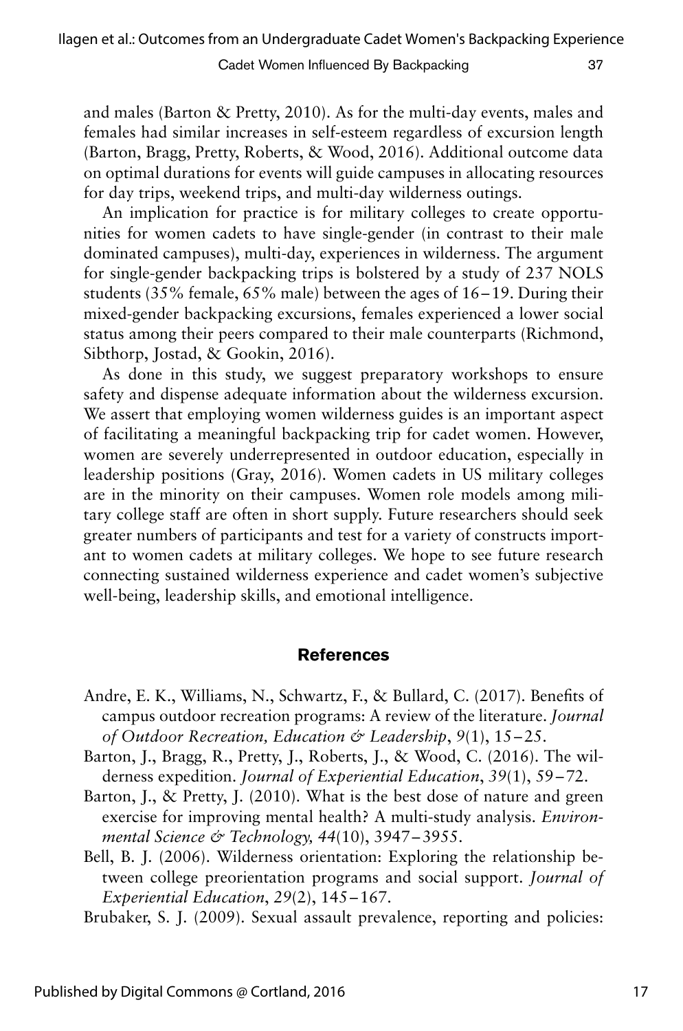and males (Barton & Pretty, 2010). As for the multi-day events, males and females had similar increases in self-esteem regardless of excursion length (Barton, Bragg, Pretty, Roberts, & Wood, 2016). Additional outcome data on optimal durations for events will guide campuses in allocating resources for day trips, weekend trips, and multi-day wilderness outings.

An implication for practice is for military colleges to create opportunities for women cadets to have single-gender (in contrast to their male dominated campuses), multi-day, experiences in wilderness. The argument for single-gender backpacking trips is bolstered by a study of 237 NOLS students (35% female, 65% male) between the ages of 16–19. During their mixed-gender backpacking excursions, females experienced a lower social status among their peers compared to their male counterparts (Richmond, Sibthorp, Jostad, & Gookin, 2016).

As done in this study, we suggest preparatory workshops to ensure safety and dispense adequate information about the wilderness excursion. We assert that employing women wilderness guides is an important aspect of facilitating a meaningful backpacking trip for cadet women. However, women are severely underrepresented in outdoor education, especially in leadership positions (Gray, 2016). Women cadets in US military colleges are in the minority on their campuses. Women role models among military college staff are often in short supply. Future researchers should seek greater numbers of participants and test for a variety of constructs important to women cadets at military colleges. We hope to see future research connecting sustained wilderness experience and cadet women's subjective well-being, leadership skills, and emotional intelligence.

## References

Andre, E. K., Williams, N., Schwartz, F., & Bullard, C. (2017). Benefits of campus outdoor recreation programs: A review of the literature. *Journal of Outdoor Recreation, Education & Leadership*, *9*(1), 15–25.

Barton, J., Bragg, R., Pretty, J., Roberts, J., & Wood, C. (2016). The wilderness expedition. *Journal of Experiential Education*, *39*(1), 59–72.

Barton, J., & Pretty, J. (2010). What is the best dose of nature and green exercise for improving mental health? A multi-study analysis. *Environmental Science & Technology, 44*(10), 3947–3955.

Bell, B. J. (2006). Wilderness orientation: Exploring the relationship between college preorientation programs and social support. *Journal of Experiential Education*, *29*(2), 145–167.

Brubaker, S. J. (2009). Sexual assault prevalence, reporting and policies: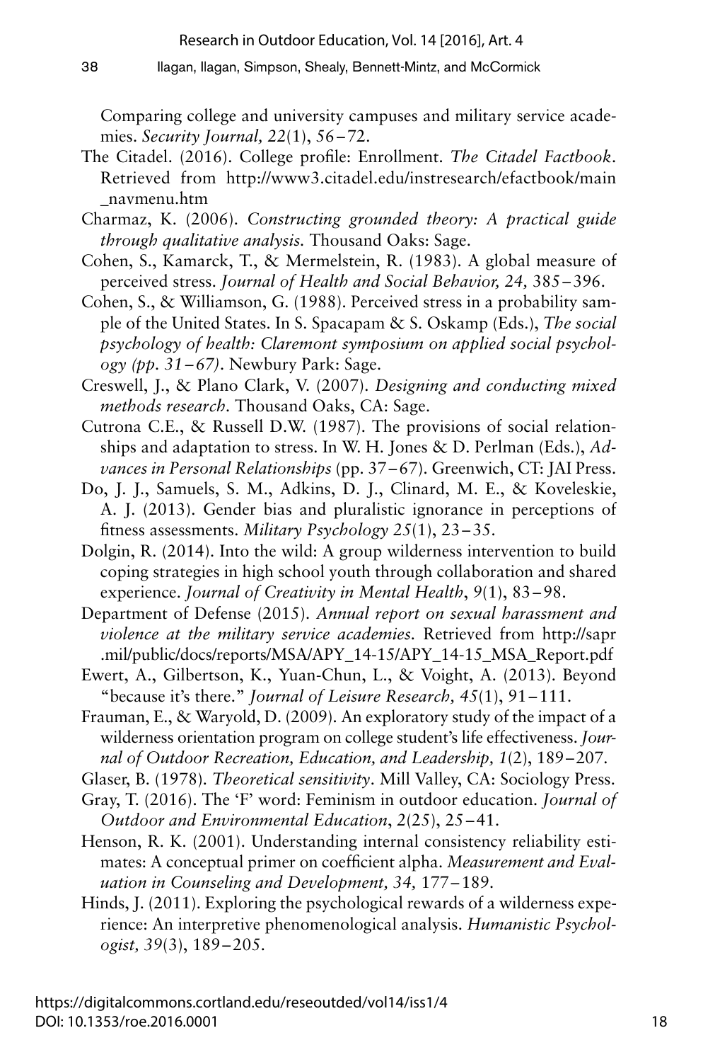Comparing college and university campuses and military service academies. *Security Journal, 22*(1), 56–72.

The Citadel. (2016). College profile: Enrollment. *The Citadel Factbook*. Retrieved from http://www3.citadel.edu/instresearch/efactbook/main_navmenu.htm

Charmaz, K. (2006). *Constructing grounded theory: A practical guide through qualitative analysis.* Thousand Oaks: Sage.

Cohen, S., Kamarck, T., & Mermelstein, R. (1983). A global measure of perceived stress. *Journal of Health and Social Behavior, 24,* 385–396.

Cohen, S., & Williamson, G. (1988). Perceived stress in a probability sample of the United States. In S. Spacapam & S. Oskamp (Eds.), *The social psychology of health: Claremont symposium on applied social psychology (pp. 31–67).* Newbury Park: Sage.

Creswell, J., & Plano Clark, V. (2007). *Designing and conducting mixed methods research.* Thousand Oaks, CA: Sage.

Cutrona C.E., & Russell D.W. (1987). The provisions of social relationships and adaptation to stress. In W. H. Jones & D. Perlman (Eds.), *Advances in Personal Relationships* (pp. 37–67). Greenwich, CT: JAI Press.

Do, J. J., Samuels, S. M., Adkins, D. J., Clinard, M. E., & Koveleskie, A. J. (2013). Gender bias and pluralistic ignorance in perceptions of fitness assessments. *Military Psychology 25*(1), 23–35.

Dolgin, R. (2014). Into the wild: A group wilderness intervention to build coping strategies in high school youth through collaboration and shared experience. *Journal of Creativity in Mental Health*, *9*(1), 83–98.

Department of Defense (2015). *Annual report on sexual harassment and violence at the military service academies.* Retrieved from http://sapr.mil/public/docs/reports/MSA/APY_14-15/APY_14-15_MSA_Report.pdf

Ewert, A., Gilbertson, K., Yuan-Chun, L., & Voight, A. (2013). Beyond "because it's there." *Journal of Leisure Research, 45*(1), 91–111.

Frauman, E., & Waryold, D. (2009). An exploratory study of the impact of a wilderness orientation program on college student's life effectiveness. *Journal of Outdoor Recreation, Education, and Leadership, 1*(2), 189–207.

Glaser, B. (1978). *Theoretical sensitivity*. Mill Valley, CA: Sociology Press.

Gray, T. (2016). The 'F' word: Feminism in outdoor education. *Journal of Outdoor and Environmental Education*, *2*(25), 25–41.

Henson, R. K. (2001). Understanding internal consistency reliability estimates: A conceptual primer on coefficient alpha. *Measurement and Evaluation in Counseling and Development, 34,* 177–189.

Hinds, J. (2011). Exploring the psychological rewards of a wilderness experience: An interpretive phenomenological analysis. *Humanistic Psychologist, 39*(3), 189–205.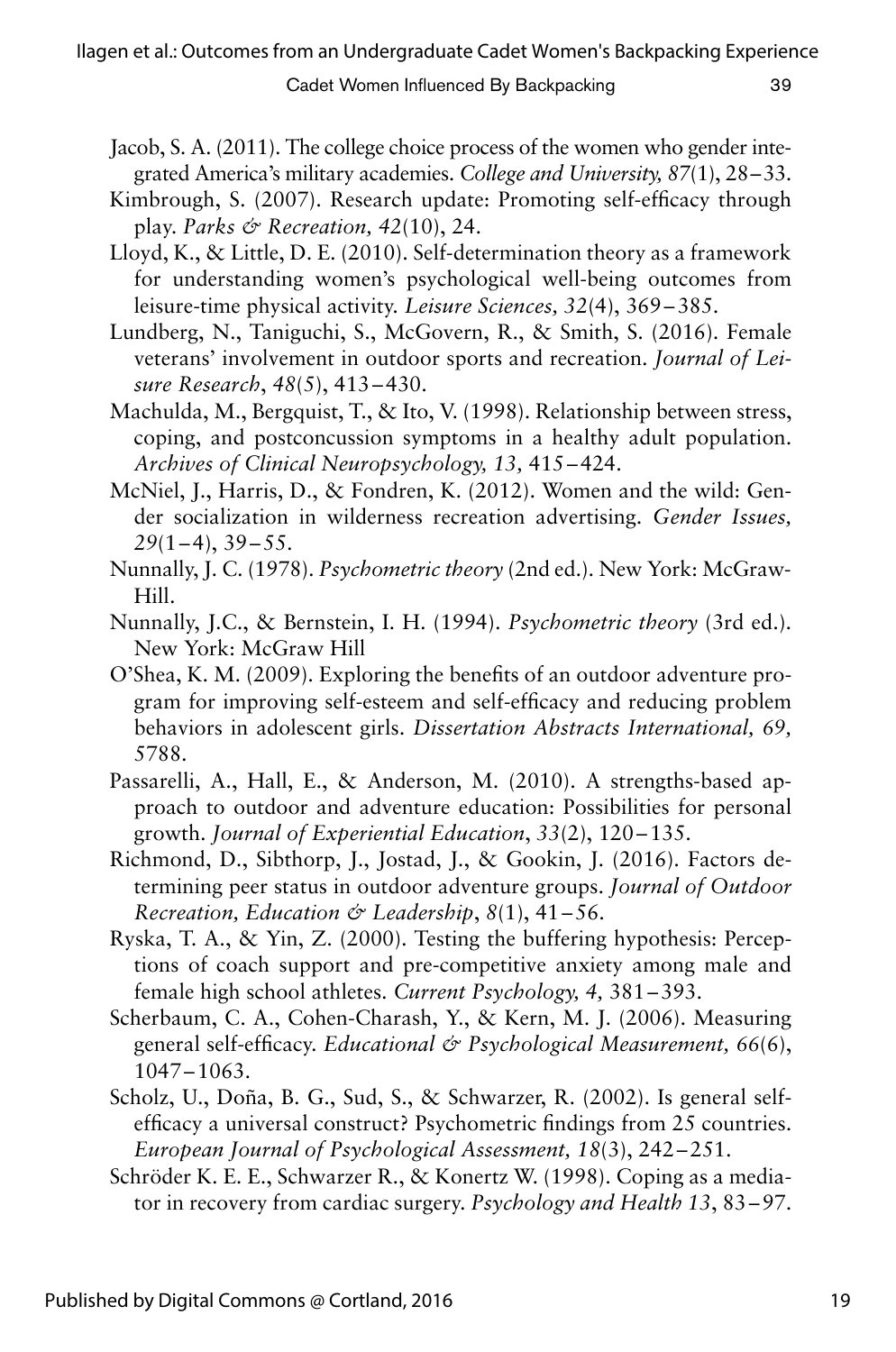Jacob, S. A. (2011). The college choice process of the women who gender integrated America's military academies. *College and University, 87*(1), 28–33.

Kimbrough, S. (2007). Research update: Promoting self-efficacy through play. *Parks & Recreation, 42*(10), 24.

Lloyd, K., & Little, D. E. (2010). Self-determination theory as a framework for understanding women's psychological well-being outcomes from leisure-time physical activity. *Leisure Sciences, 32*(4), 369–385.

Lundberg, N., Taniguchi, S., McGovern, R., & Smith, S. (2016). Female veterans' involvement in outdoor sports and recreation. *Journal of Leisure Research*, *48*(5), 413–430.

Machulda, M., Bergquist, T., & Ito, V. (1998). Relationship between stress, coping, and postconcussion symptoms in a healthy adult population. *Archives of Clinical Neuropsychology, 13,* 415–424.

McNiel, J., Harris, D., & Fondren, K. (2012). Women and the wild: Gender socialization in wilderness recreation advertising. *Gender Issues, 29*(1–4), 39–55.

Nunnally, J. C. (1978). *Psychometric theory* (2nd ed.). New York: McGraw-Hill.

Nunnally, J.C., & Bernstein, I. H. (1994). *Psychometric theory* (3rd ed.). New York: McGraw Hill

O'Shea, K. M. (2009). Exploring the benefits of an outdoor adventure program for improving self-esteem and self-efficacy and reducing problem behaviors in adolescent girls. *Dissertation Abstracts International, 69,* 5788.

Passarelli, A., Hall, E., & Anderson, M. (2010). A strengths-based approach to outdoor and adventure education: Possibilities for personal growth. *Journal of Experiential Education*, *33*(2), 120–135.

Richmond, D., Sibthorp, J., Jostad, J., & Gookin, J. (2016). Factors determining peer status in outdoor adventure groups. *Journal of Outdoor Recreation, Education & Leadership*, *8*(1), 41–56.

Ryska, T. A., & Yin, Z. (2000). Testing the buffering hypothesis: Perceptions of coach support and pre-competitive anxiety among male and female high school athletes. *Current Psychology, 4,* 381–393.

Scherbaum, C. A., Cohen-Charash, Y., & Kern, M. J. (2006). Measuring general self-efficacy. *Educational & Psychological Measurement, 66*(6), 1047–1063.

Scholz, U., Doña, B. G., Sud, S., & Schwarzer, R. (2002). Is general self-efficacy a universal construct? Psychometric findings from 25 countries. *European Journal of Psychological Assessment, 18*(3), 242–251.

Schröder K. E. E., Schwarzer R., & Konertz W. (1998). Coping as a mediator in recovery from cardiac surgery. *Psychology and Health 13*, 83–97.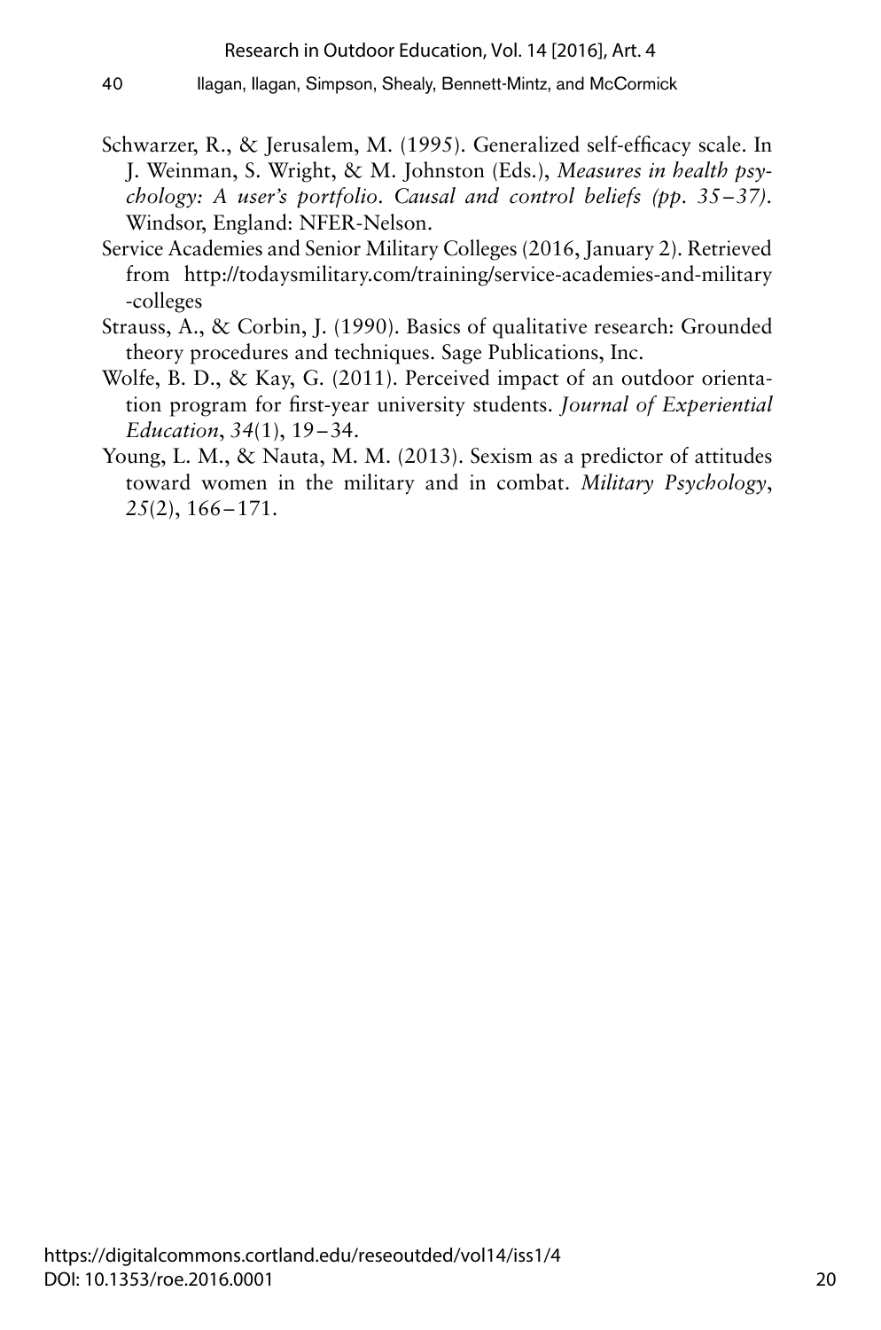Schwarzer, R., & Jerusalem, M. (1995). Generalized self-efficacy scale. In J. Weinman, S. Wright, & M. Johnston (Eds.), *Measures in health psychology: A user's portfolio. Causal and control beliefs (pp. 35–37)*. Windsor, England: NFER-Nelson.

Service Academies and Senior Military Colleges (2016, January 2). Retrieved from http://todaysmilitary.com/training/service-academies-and-military-colleges

Strauss, A., & Corbin, J. (1990). Basics of qualitative research: Grounded theory procedures and techniques. Sage Publications, Inc.

Wolfe, B. D., & Kay, G. (2011). Perceived impact of an outdoor orientation program for first-year university students. *Journal of Experiential Education*, *34*(1), 19–34.

Young, L. M., & Nauta, M. M. (2013). Sexism as a predictor of attitudes toward women in the military and in combat. *Military Psychology*, *25*(2), 166–171.